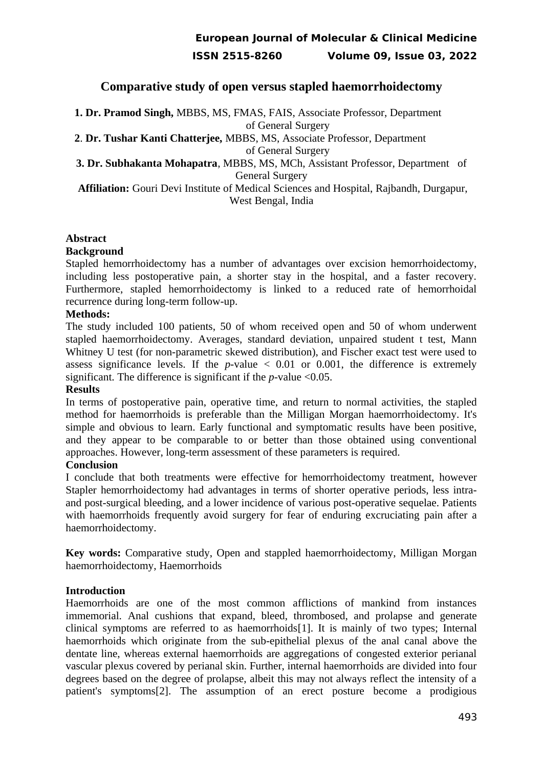# Comparative study of open versus stapled haemorrhoidectomy

**1. Dr. Pramod Singh,** MBBS, MS, FMAS, FAIS, Associate Professor, Department of General Surgery

**2**. **Dr. Tushar Kanti Chatterjee,** MBBS, MS, Associate Professor, Department of General Surgery

**3. Dr. Subhakanta Mohapatra**, MBBS, MS, MCh, Assistant Professor, Department of General Surgery

**Affiliation:** Gouri Devi Institute of Medical Sciences and Hospital, Rajbandh, Durgapur, West Bengal, India

## Abstract

### Background

Stapled hemorrhoidectomy has a number of advantages over excision hemorrhoidectomy, including less postoperative pain, a shorter stay in the hospital, and a faster recovery. Furthermore, stapled hemorrhoidectomy is linked to a reduced rate of hemorrhoidal recurrence during long-term follow-up.

### Methods:

The study included 100 patients, 50 of whom received open and 50 of whom underwent stapled haemorrhoidectomy. Averages, standard deviation, unpaired student t test, Mann Whitney U test (for non-parametric skewed distribution), and Fischer exact test were used to assess significance levels. If the *p*-value < 0.01 or 0.001, the difference is extremely significant. The difference is significant if the *p*-value <0.05.

### Results

In terms of postoperative pain, operative time, and return to normal activities, the stapled method for haemorrhoids is preferable than the Milligan Morgan haemorrhoidectomy. It's simple and obvious to learn. Early functional and symptomatic results have been positive, and they appear to be comparable to or better than those obtained using conventional approaches. However, long-term assessment of these parameters is required.

### Conclusion

I conclude that both treatments were effective for hemorrhoidectomy treatment, however Stapler hemorrhoidectomy had advantages in terms of shorter operative periods, less intra- and post-surgical bleeding, and a lower incidence of various post-operative sequelae. Patients with haemorrhoids frequently avoid surgery for fear of enduring excruciating pain after a haemorrhoidectomy.

**Key words:** Comparative study, Open and stappled haemorrhoidectomy, Milligan Morgan haemorrhoidectomy, Haemorrhoids

## Introduction

Haemorrhoids are one of the most common afflictions of mankind from instances immemorial. Anal cushions that expand, bleed, thrombosed, and prolapse and generate clinical symptoms are referred to as haemorrhoids[1]. It is mainly of two types; Internal haemorrhoids which originate from the sub-epithelial plexus of the anal canal above the dentate line, whereas external haemorrhoids are aggregations of congested exterior perianal vascular plexus covered by perianal skin. Further, internal haemorrhoids are divided into four degrees based on the degree of prolapse, albeit this may not always reflect the intensity of a patient's symptoms[2]. The assumption of an erect posture become a prodigious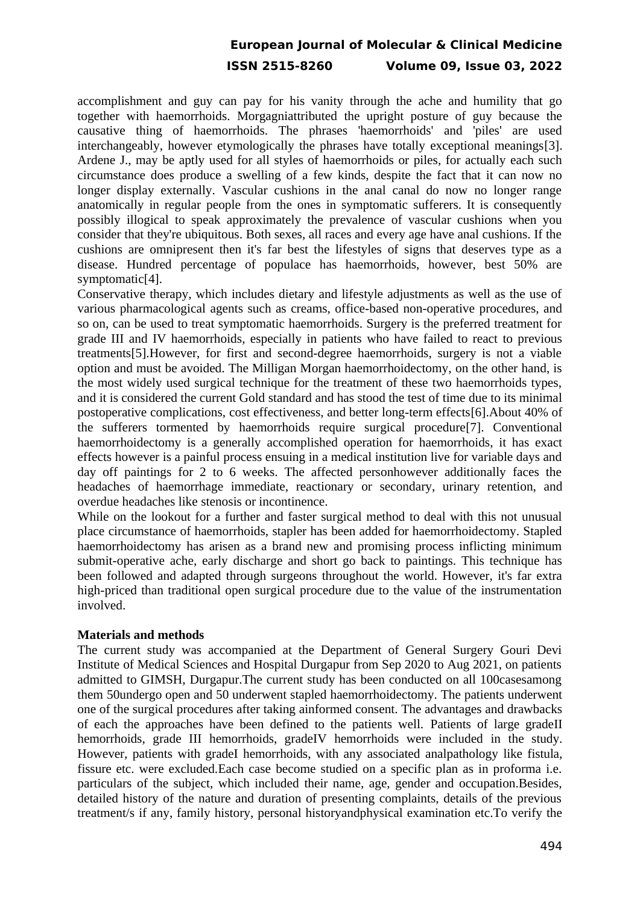accomplishment and guy can pay for his vanity through the ache and humility that go together with haemorrhoids. Morgagniattributed the upright posture of guy because the causative thing of haemorrhoids. The phrases 'haemorrhoids' and 'piles' are used interchangeably, however etymologically the phrases have totally exceptional meanings[3]. Ardene J., may be aptly used for all styles of haemorrhoids or piles, for actually each such circumstance does produce a swelling of a few kinds, despite the fact that it can now no longer display externally. Vascular cushions in the anal canal do now no longer range anatomically in regular people from the ones in symptomatic sufferers. It is consequently possibly illogical to speak approximately the prevalence of vascular cushions when you consider that they're ubiquitous. Both sexes, all races and every age have anal cushions. If the cushions are omnipresent then it's far best the lifestyles of signs that deserves type as a disease. Hundred percentage of populace has haemorrhoids, however, best 50% are symptomatic[4].

Conservative therapy, which includes dietary and lifestyle adjustments as well as the use of various pharmacological agents such as creams, office-based non-operative procedures, and so on, can be used to treat symptomatic haemorrhoids. Surgery is the preferred treatment for grade III and IV haemorrhoids, especially in patients who have failed to react to previous treatments[5].However, for first and second-degree haemorrhoids, surgery is not a viable option and must be avoided. The Milligan Morgan haemorrhoidectomy, on the other hand, is the most widely used surgical technique for the treatment of these two haemorrhoids types, and it is considered the current Gold standard and has stood the test of time due to its minimal postoperative complications, cost effectiveness, and better long-term effects[6].About 40% of the sufferers tormented by haemorrhoids require surgical procedure[7]. Conventional haemorrhoidectomy is a generally accomplished operation for haemorrhoids, it has exact effects however is a painful process ensuing in a medical institution live for variable days and day off paintings for 2 to 6 weeks. The affected personhowever additionally faces the headaches of haemorrhage immediate, reactionary or secondary, urinary retention, and overdue headaches like stenosis or incontinence.

While on the lookout for a further and faster surgical method to deal with this not unusual place circumstance of haemorrhoids, stapler has been added for haemorrhoidectomy. Stapled haemorrhoidectomy has arisen as a brand new and promising process inflicting minimum submit-operative ache, early discharge and short go back to paintings. This technique has been followed and adapted through surgeons throughout the world. However, it's far extra high-priced than traditional open surgical procedure due to the value of the instrumentation involved.

## Materials and methods

The current study was accompanied at the Department of General Surgery Gouri Devi Institute of Medical Sciences and Hospital Durgapur from Sep 2020 to Aug 2021, on patients admitted to GIMSH, Durgapur.The current study has been conducted on all 100casesamong them 50undergo open and 50 underwent stapled haemorrhoidectomy. The patients underwent one of the surgical procedures after taking ainformed consent. The advantages and drawbacks of each the approaches have been defined to the patients well. Patients of large gradeII hemorrhoids, grade III hemorrhoids, gradeIV hemorrhoids were included in the study. However, patients with gradeI hemorrhoids, with any associated analpathology like fistula, fissure etc. were excluded.Each case become studied on a specific plan as in proforma i.e. particulars of the subject, which included their name, age, gender and occupation.Besides, detailed history of the nature and duration of presenting complaints, details of the previous treatment/s if any, family history, personal historyandphysical examination etc.To verify the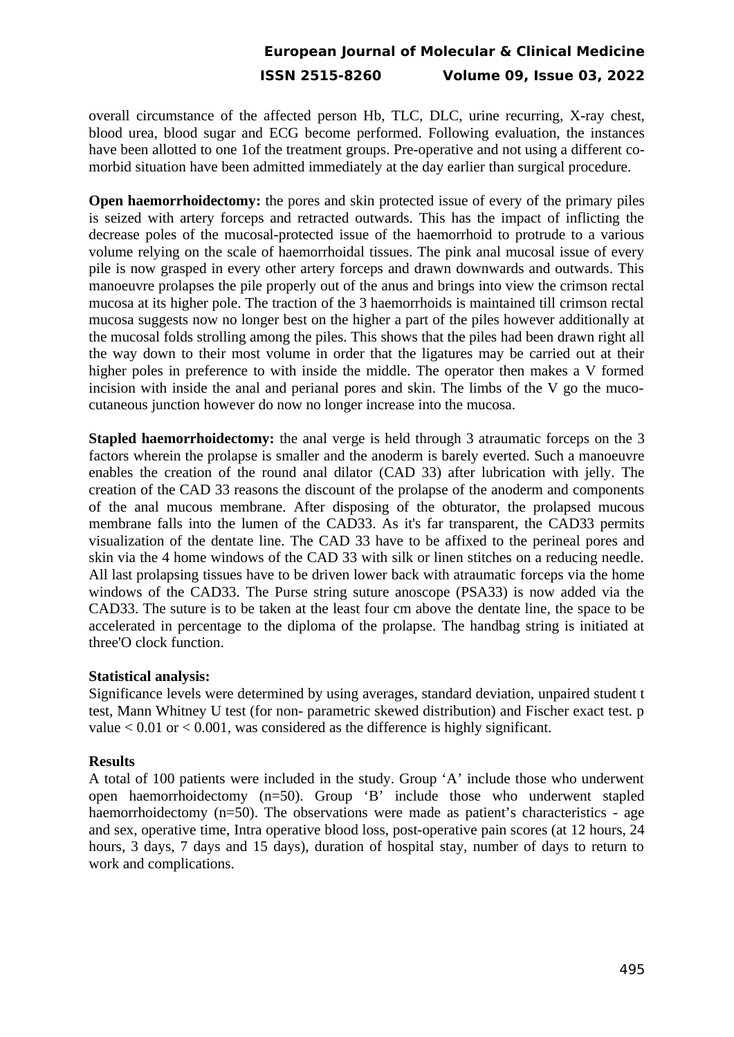overall circumstance of the affected person Hb, TLC, DLC, urine recurring, X-ray chest, blood urea, blood sugar and ECG become performed. Following evaluation, the instances have been allotted to one 1of the treatment groups. Pre-operative and not using a different co-morbid situation have been admitted immediately at the day earlier than surgical procedure.

**Open haemorrhoidectomy:** the pores and skin protected issue of every of the primary piles is seized with artery forceps and retracted outwards. This has the impact of inflicting the decrease poles of the mucosal-protected issue of the haemorrhoid to protrude to a various volume relying on the scale of haemorrhoidal tissues. The pink anal mucosal issue of every pile is now grasped in every other artery forceps and drawn downwards and outwards. This manoeuvre prolapses the pile properly out of the anus and brings into view the crimson rectal mucosa at its higher pole. The traction of the 3 haemorrhoids is maintained till crimson rectal mucosa suggests now no longer best on the higher a part of the piles however additionally at the mucosal folds strolling among the piles. This shows that the piles had been drawn right all the way down to their most volume in order that the ligatures may be carried out at their higher poles in preference to with inside the middle. The operator then makes a V formed incision with inside the anal and perianal pores and skin. The limbs of the V go the muco-cutaneous junction however do now no longer increase into the mucosa.

**Stapled haemorrhoidectomy:** the anal verge is held through 3 atraumatic forceps on the 3 factors wherein the prolapse is smaller and the anoderm is barely everted. Such a manoeuvre enables the creation of the round anal dilator (CAD 33) after lubrication with jelly. The creation of the CAD 33 reasons the discount of the prolapse of the anoderm and components of the anal mucous membrane. After disposing of the obturator, the prolapsed mucous membrane falls into the lumen of the CAD33. As it's far transparent, the CAD33 permits visualization of the dentate line. The CAD 33 have to be affixed to the perineal pores and skin via the 4 home windows of the CAD 33 with silk or linen stitches on a reducing needle. All last prolapsing tissues have to be driven lower back with atraumatic forceps via the home windows of the CAD33. The Purse string suture anoscope (PSA33) is now added via the CAD33. The suture is to be taken at the least four cm above the dentate line, the space to be accelerated in percentage to the diploma of the prolapse. The handbag string is initiated at three'O clock function.

**Statistical analysis:**

Significance levels were determined by using averages, standard deviation, unpaired student t test, Mann Whitney U test (for non- parametric skewed distribution) and Fischer exact test. p value < 0.01 or < 0.001, was considered as the difference is highly significant.

**Results**

A total of 100 patients were included in the study. Group 'A' include those who underwent open haemorrhoidectomy (n=50). Group 'B' include those who underwent stapled haemorrhoidectomy (n=50). The observations were made as patient's characteristics - age and sex, operative time, Intra operative blood loss, post-operative pain scores (at 12 hours, 24 hours, 3 days, 7 days and 15 days), duration of hospital stay, number of days to return to work and complications.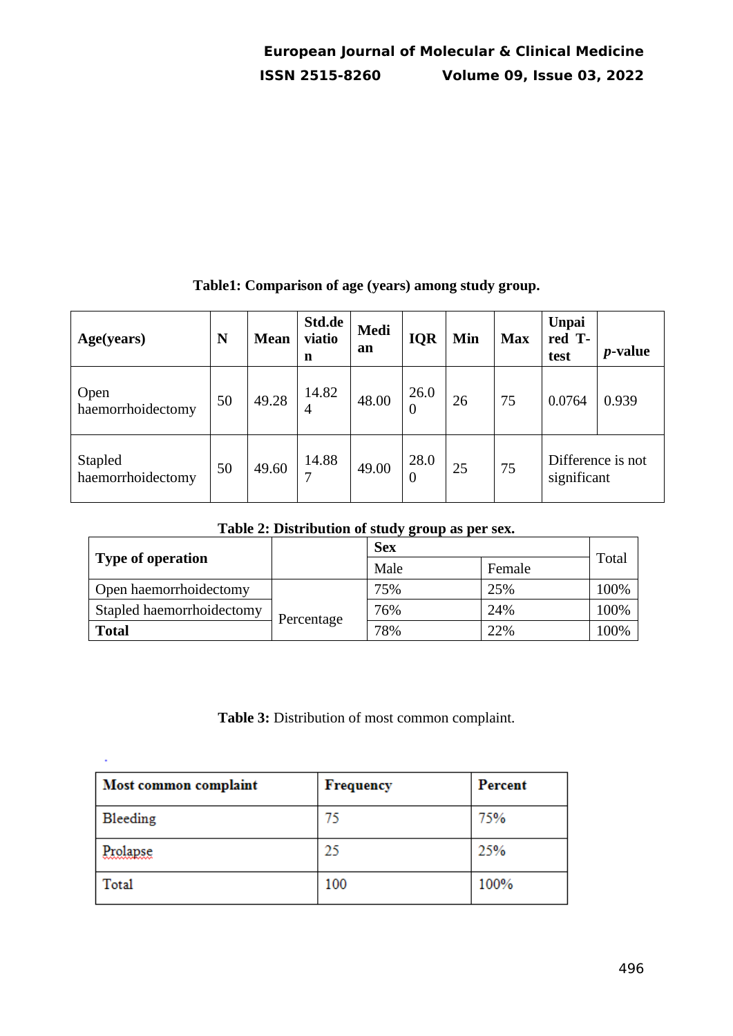**Table1: Comparison of age (years) among study group.**

| Age(years) | N | Mean | Std.deviation | Median | IQR | Min | Max | Unpaired T-test | *p*-value |
|---|---|---|---|---|---|---|---|---|---|
| Open haemorrhoidectomy | 50 | 49.28 | 14.824 | 48.00 | 26.00 | 26 | 75 | 0.0764 | 0.939 |
| Stapled haemorrhoidectomy | 50 | 49.60 | 14.887 | 49.00 | 28.00 | 25 | 75 | Difference is not significant | |

**Table 2: Distribution of study group as per sex.**

| Type of operation | | Sex | | Total |
|---|---|---|---|---|
| | | Male | Female | |
| Open haemorrhoidectomy | Percentage | 75% | 25% | 100% |
| Stapled haemorrhoidectomy | | 76% | 24% | 100% |
| **Total** | | 78% | 22% | 100% |

**Table 3:** Distribution of most common complaint.

| Most common complaint | Frequency | Percent |
|---|---|---|
| Bleeding | 75 | 75% |
| Prolapse | 25 | 25% |
| Total | 100 | 100% |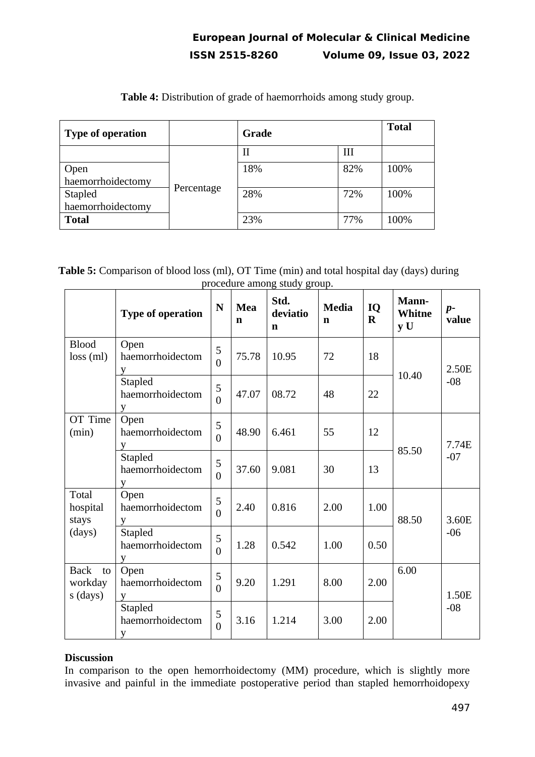**Table 4:** Distribution of grade of haemorrhoids among study group.

| Type of operation | | Grade | | Total |
|---|---|---|---|---|
| | | II | III | |
| Open haemorrhoidectomy | Percentage | 18% | 82% | 100% |
| Stapled haemorrhoidectomy | | 28% | 72% | 100% |
| **Total** | | 23% | 77% | 100% |

**Table 5:** Comparison of blood loss (ml), OT Time (min) and total hospital day (days) during procedure among study group.

| | Type of operation | N | Mean | Std. deviation | Median | IQR | Mann-Whitney U | *p*-value |
|---|---|---|---|---|---|---|---|---|
| Blood loss (ml) | Open haemorrhoidectomy | 50 | 75.78 | 10.95 | 72 | 18 | 10.40 | 2.50E-08 |
| | Stapled haemorrhoidectomy | 50 | 47.07 | 08.72 | 48 | 22 | | |
| OT Time (min) | Open haemorrhoidectomy | 50 | 48.90 | 6.461 | 55 | 12 | 85.50 | 7.74E-07 |
| | Stapled haemorrhoidectomy | 50 | 37.60 | 9.081 | 30 | 13 | | |
| Total hospital stays (days) | Open haemorrhoidectomy | 50 | 2.40 | 0.816 | 2.00 | 1.00 | 88.50 | 3.60E-06 |
| | Stapled haemorrhoidectomy | 50 | 1.28 | 0.542 | 1.00 | 0.50 | | |
| Back to workdays (days) | Open haemorrhoidectomy | 50 | 9.20 | 1.291 | 8.00 | 2.00 | 6.00 | 1.50E-08 |
| | Stapled haemorrhoidectomy | 50 | 3.16 | 1.214 | 3.00 | 2.00 | | |

**Discussion**

In comparison to the open hemorrhoidectomy (MM) procedure, which is slightly more invasive and painful in the immediate postoperative period than stapled hemorrhoidopexy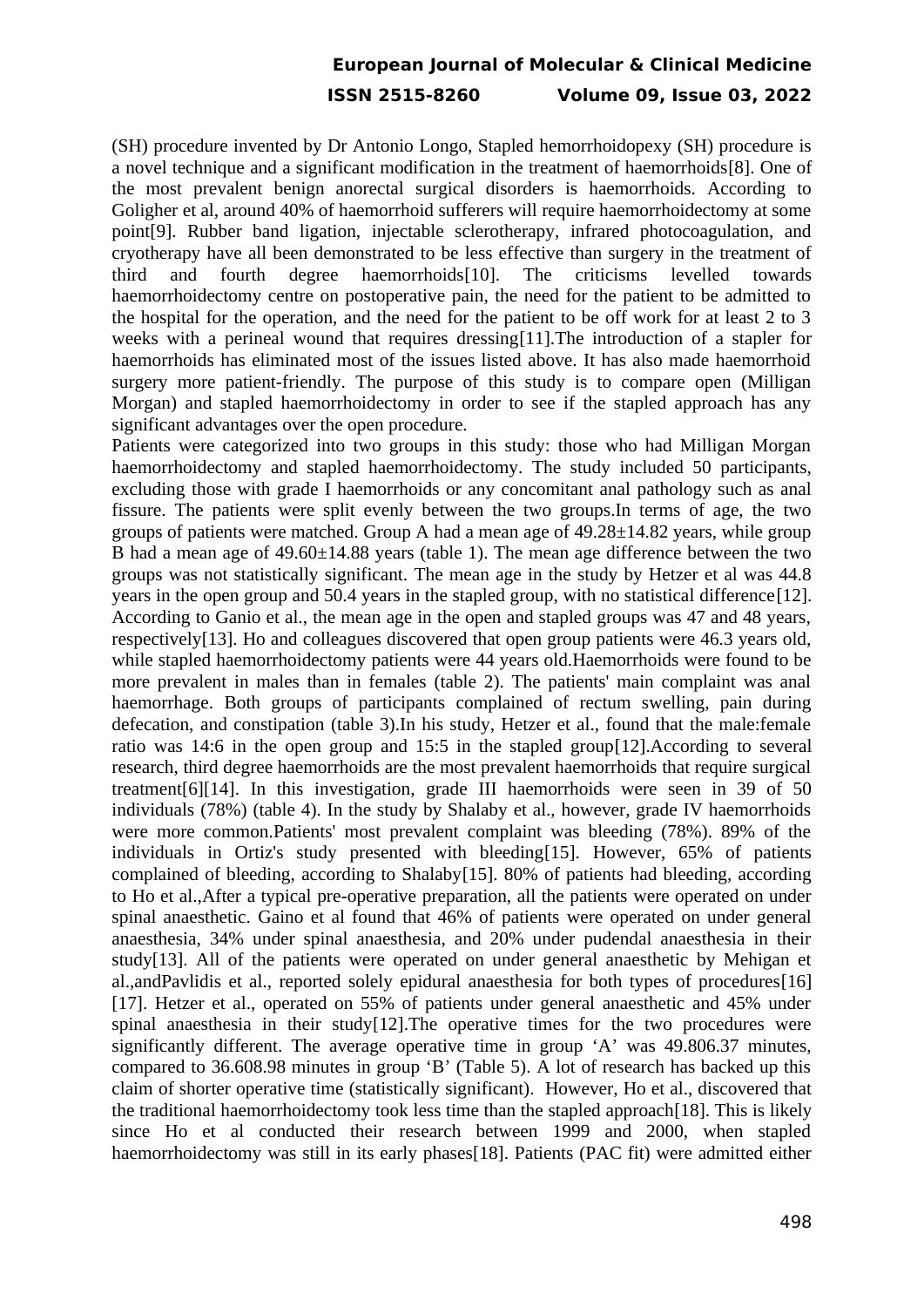(SH) procedure invented by Dr Antonio Longo, Stapled hemorrhoidopexy (SH) procedure is a novel technique and a significant modification in the treatment of haemorrhoids[8]. One of the most prevalent benign anorectal surgical disorders is haemorrhoids. According to Goligher et al, around 40% of haemorrhoid sufferers will require haemorrhoidectomy at some point[9]. Rubber band ligation, injectable sclerotherapy, infrared photocoagulation, and cryotherapy have all been demonstrated to be less effective than surgery in the treatment of third and fourth degree haemorrhoids[10]. The criticisms levelled towards haemorrhoidectomy centre on postoperative pain, the need for the patient to be admitted to the hospital for the operation, and the need for the patient to be off work for at least 2 to 3 weeks with a perineal wound that requires dressing[11].The introduction of a stapler for haemorrhoids has eliminated most of the issues listed above. It has also made haemorrhoid surgery more patient-friendly. The purpose of this study is to compare open (Milligan Morgan) and stapled haemorrhoidectomy in order to see if the stapled approach has any significant advantages over the open procedure.

Patients were categorized into two groups in this study: those who had Milligan Morgan haemorrhoidectomy and stapled haemorrhoidectomy. The study included 50 participants, excluding those with grade I haemorrhoids or any concomitant anal pathology such as anal fissure. The patients were split evenly between the two groups.In terms of age, the two groups of patients were matched. Group A had a mean age of 49.28±14.82 years, while group B had a mean age of 49.60±14.88 years (table 1). The mean age difference between the two groups was not statistically significant. The mean age in the study by Hetzer et al was 44.8 years in the open group and 50.4 years in the stapled group, with no statistical difference[12]. According to Ganio et al., the mean age in the open and stapled groups was 47 and 48 years, respectively[13]. Ho and colleagues discovered that open group patients were 46.3 years old, while stapled haemorrhoidectomy patients were 44 years old.Haemorrhoids were found to be more prevalent in males than in females (table 2). The patients' main complaint was anal haemorrhage. Both groups of participants complained of rectum swelling, pain during defecation, and constipation (table 3).In his study, Hetzer et al., found that the male:female ratio was 14:6 in the open group and 15:5 in the stapled group[12].According to several research, third degree haemorrhoids are the most prevalent haemorrhoids that require surgical treatment[6][14]. In this investigation, grade III haemorrhoids were seen in 39 of 50 individuals (78%) (table 4). In the study by Shalaby et al., however, grade IV haemorrhoids were more common.Patients' most prevalent complaint was bleeding (78%). 89% of the individuals in Ortiz's study presented with bleeding[15]. However, 65% of patients complained of bleeding, according to Shalaby[15]. 80% of patients had bleeding, according to Ho et al.,After a typical pre-operative preparation, all the patients were operated on under spinal anaesthetic. Gaino et al found that 46% of patients were operated on under general anaesthesia, 34% under spinal anaesthesia, and 20% under pudendal anaesthesia in their study[13]. All of the patients were operated on under general anaesthetic by Mehigan et al.,andPavlidis et al., reported solely epidural anaesthesia for both types of procedures[16][17]. Hetzer et al., operated on 55% of patients under general anaesthetic and 45% under spinal anaesthesia in their study[12].The operative times for the two procedures were significantly different. The average operative time in group 'A' was 49.806.37 minutes, compared to 36.608.98 minutes in group 'B' (Table 5). A lot of research has backed up this claim of shorter operative time (statistically significant). However, Ho et al., discovered that the traditional haemorrhoidectomy took less time than the stapled approach[18]. This is likely since Ho et al conducted their research between 1999 and 2000, when stapled haemorrhoidectomy was still in its early phases[18]. Patients (PAC fit) were admitted either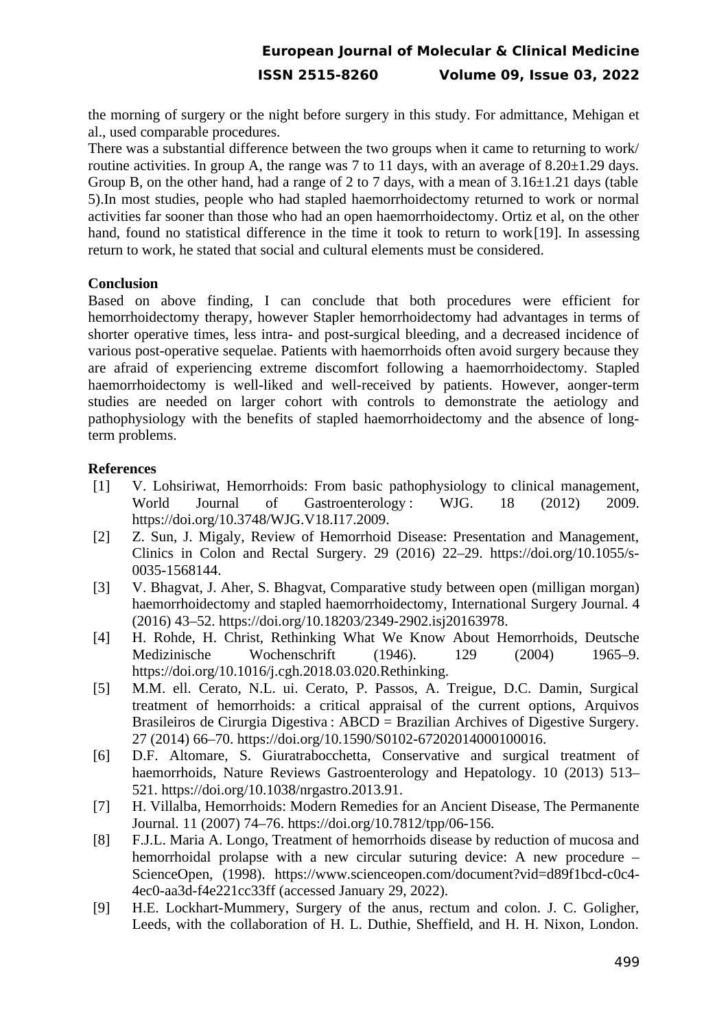the morning of surgery or the night before surgery in this study. For admittance, Mehigan et al., used comparable procedures.

There was a substantial difference between the two groups when it came to returning to work/ routine activities. In group A, the range was 7 to 11 days, with an average of 8.20±1.29 days. Group B, on the other hand, had a range of 2 to 7 days, with a mean of 3.16±1.21 days (table 5).In most studies, people who had stapled haemorrhoidectomy returned to work or normal activities far sooner than those who had an open haemorrhoidectomy. Ortiz et al, on the other hand, found no statistical difference in the time it took to return to work[19]. In assessing return to work, he stated that social and cultural elements must be considered.

**Conclusion**

Based on above finding, I can conclude that both procedures were efficient for hemorrhoidectomy therapy, however Stapler hemorrhoidectomy had advantages in terms of shorter operative times, less intra- and post-surgical bleeding, and a decreased incidence of various post-operative sequelae. Patients with haemorrhoids often avoid surgery because they are afraid of experiencing extreme discomfort following a haemorrhoidectomy. Stapled haemorrhoidectomy is well-liked and well-received by patients. However, aonger-term studies are needed on larger cohort with controls to demonstrate the aetiology and pathophysiology with the benefits of stapled haemorrhoidectomy and the absence of long-term problems.

**References**

[1] V. Lohsiriwat, Hemorrhoids: From basic pathophysiology to clinical management, World Journal of Gastroenterology : WJG. 18 (2012) 2009. https://doi.org/10.3748/WJG.V18.I17.2009.

[2] Z. Sun, J. Migaly, Review of Hemorrhoid Disease: Presentation and Management, Clinics in Colon and Rectal Surgery. 29 (2016) 22–29. https://doi.org/10.1055/s-0035-1568144.

[3] V. Bhagvat, J. Aher, S. Bhagvat, Comparative study between open (milligan morgan) haemorrhoidectomy and stapled haemorrhoidectomy, International Surgery Journal. 4 (2016) 43–52. https://doi.org/10.18203/2349-2902.isj20163978.

[4] H. Rohde, H. Christ, Rethinking What We Know About Hemorrhoids, Deutsche Medizinische Wochenschrift (1946). 129 (2004) 1965–9. https://doi.org/10.1016/j.cgh.2018.03.020.Rethinking.

[5] M.M. ell. Cerato, N.L. ui. Cerato, P. Passos, A. Treigue, D.C. Damin, Surgical treatment of hemorrhoids: a critical appraisal of the current options, Arquivos Brasileiros de Cirurgia Digestiva : ABCD = Brazilian Archives of Digestive Surgery. 27 (2014) 66–70. https://doi.org/10.1590/S0102-67202014000100016.

[6] D.F. Altomare, S. Giuratrabocchetta, Conservative and surgical treatment of haemorrhoids, Nature Reviews Gastroenterology and Hepatology. 10 (2013) 513–521. https://doi.org/10.1038/nrgastro.2013.91.

[7] H. Villalba, Hemorrhoids: Modern Remedies for an Ancient Disease, The Permanente Journal. 11 (2007) 74–76. https://doi.org/10.7812/tpp/06-156.

[8] F.J.L. Maria A. Longo, Treatment of hemorrhoids disease by reduction of mucosa and hemorrhoidal prolapse with a new circular suturing device: A new procedure – ScienceOpen, (1998). https://www.scienceopen.com/document?vid=d89f1bcd-c0c4-4ec0-aa3d-f4e221cc33ff (accessed January 29, 2022).

[9] H.E. Lockhart-Mummery, Surgery of the anus, rectum and colon. J. C. Goligher, Leeds, with the collaboration of H. L. Duthie, Sheffield, and H. H. Nixon, London.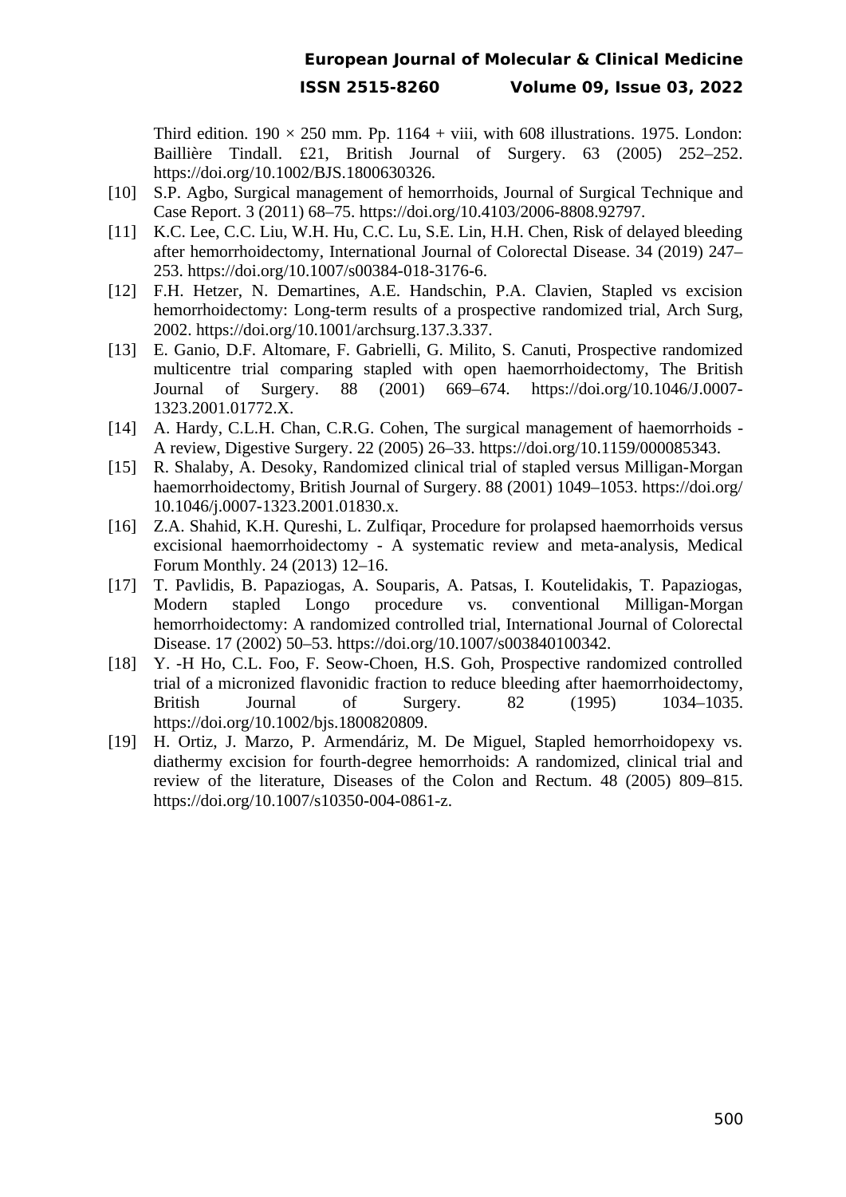Third edition. 190 × 250 mm. Pp. 1164 + viii, with 608 illustrations. 1975. London: Baillière Tindall. £21, British Journal of Surgery. 63 (2005) 252–252. https://doi.org/10.1002/BJS.1800630326.

[10] S.P. Agbo, Surgical management of hemorrhoids, Journal of Surgical Technique and Case Report. 3 (2011) 68–75. https://doi.org/10.4103/2006-8808.92797.

[11] K.C. Lee, C.C. Liu, W.H. Hu, C.C. Lu, S.E. Lin, H.H. Chen, Risk of delayed bleeding after hemorrhoidectomy, International Journal of Colorectal Disease. 34 (2019) 247–253. https://doi.org/10.1007/s00384-018-3176-6.

[12] F.H. Hetzer, N. Demartines, A.E. Handschin, P.A. Clavien, Stapled vs excision hemorrhoidectomy: Long-term results of a prospective randomized trial, Arch Surg, 2002. https://doi.org/10.1001/archsurg.137.3.337.

[13] E. Ganio, D.F. Altomare, F. Gabrielli, G. Milito, S. Canuti, Prospective randomized multicentre trial comparing stapled with open haemorrhoidectomy, The British Journal of Surgery. 88 (2001) 669–674. https://doi.org/10.1046/J.0007-1323.2001.01772.X.

[14] A. Hardy, C.L.H. Chan, C.R.G. Cohen, The surgical management of haemorrhoids - A review, Digestive Surgery. 22 (2005) 26–33. https://doi.org/10.1159/000085343.

[15] R. Shalaby, A. Desoky, Randomized clinical trial of stapled versus Milligan-Morgan haemorrhoidectomy, British Journal of Surgery. 88 (2001) 1049–1053. https://doi.org/10.1046/j.0007-1323.2001.01830.x.

[16] Z.A. Shahid, K.H. Qureshi, L. Zulfiqar, Procedure for prolapsed haemorrhoids versus excisional haemorrhoidectomy - A systematic review and meta-analysis, Medical Forum Monthly. 24 (2013) 12–16.

[17] T. Pavlidis, B. Papaziogas, A. Souparis, A. Patsas, I. Koutelidakis, T. Papaziogas, Modern stapled Longo procedure vs. conventional Milligan-Morgan hemorrhoidectomy: A randomized controlled trial, International Journal of Colorectal Disease. 17 (2002) 50–53. https://doi.org/10.1007/s003840100342.

[18] Y. -H Ho, C.L. Foo, F. Seow-Choen, H.S. Goh, Prospective randomized controlled trial of a micronized flavonidic fraction to reduce bleeding after haemorrhoidectomy, British Journal of Surgery. 82 (1995) 1034–1035. https://doi.org/10.1002/bjs.1800820809.

[19] H. Ortiz, J. Marzo, P. Armendáriz, M. De Miguel, Stapled hemorrhoidopexy vs. diathermy excision for fourth-degree hemorrhoids: A randomized, clinical trial and review of the literature, Diseases of the Colon and Rectum. 48 (2005) 809–815. https://doi.org/10.1007/s10350-004-0861-z.